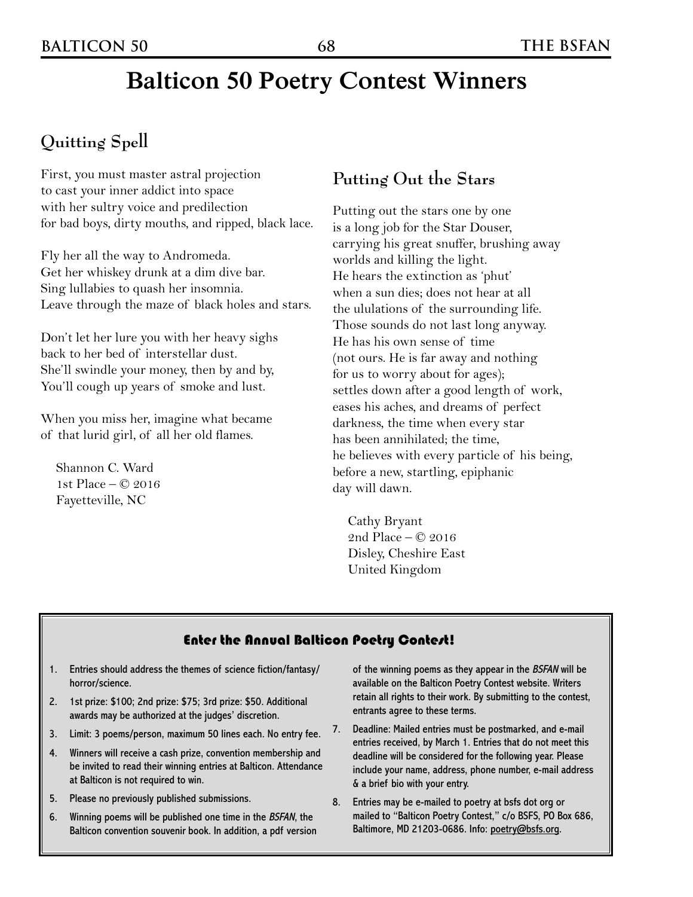# Balticon 50 Poetry Contest Winners

## Quitting Spell

First, you must master astral projection
to cast your inner addict into space
with her sultry voice and predilection
for bad boys, dirty mouths, and ripped, black lace.

Fly her all the way to Andromeda.
Get her whiskey drunk at a dim dive bar.
Sing lullabies to quash her insomnia.
Leave through the maze of black holes and stars.

Don't let her lure you with her heavy sighs
back to her bed of interstellar dust.
She'll swindle your money, then by and by,
You'll cough up years of smoke and lust.

When you miss her, imagine what became
of that lurid girl, of all her old flames.

Shannon C. Ward
1st Place – © 2016
Fayetteville, NC

## Putting Out the Stars

Putting out the stars one by one
is a long job for the Star Douser,
carrying his great snuffer, brushing away
worlds and killing the light.
He hears the extinction as 'phut'
when a sun dies; does not hear at all
the ululations of the surrounding life.
Those sounds do not last long anyway.
He has his own sense of time
(not ours. He is far away and nothing
for us to worry about for ages);
settles down after a good length of work,
eases his aches, and dreams of perfect
darkness, the time when every star
has been annihilated; the time,
he believes with every particle of his being,
before a new, startling, epiphanic
day will dawn.

Cathy Bryant
2nd Place – © 2016
Disley, Cheshire East
United Kingdom

### Enter the Annual Balticon Poetry Contest!

1. Entries should address the themes of science fiction/fantasy/horror/science.
2. 1st prize: $100; 2nd prize: $75; 3rd prize: $50. Additional awards may be authorized at the judges' discretion.
3. Limit: 3 poems/person, maximum 50 lines each. No entry fee.
4. Winners will receive a cash prize, convention membership and be invited to read their winning entries at Balticon. Attendance at Balticon is not required to win.
5. Please no previously published submissions.
6. Winning poems will be published one time in the *BSFAN*, the Balticon convention souvenir book. In addition, a pdf version of the winning poems as they appear in the *BSFAN* will be available on the Balticon Poetry Contest website. Writers retain all rights to their work. By submitting to the contest, entrants agree to these terms.
7. Deadline: Mailed entries must be postmarked, and e-mail entries received, by March 1. Entries that do not meet this deadline will be considered for the following year. Please include your name, address, phone number, e-mail address & a brief bio with your entry.
8. Entries may be e-mailed to poetry at bsfs dot org or mailed to "Balticon Poetry Contest," c/o BSFS, PO Box 686, Baltimore, MD 21203-0686. Info: poetry@bsfs.org.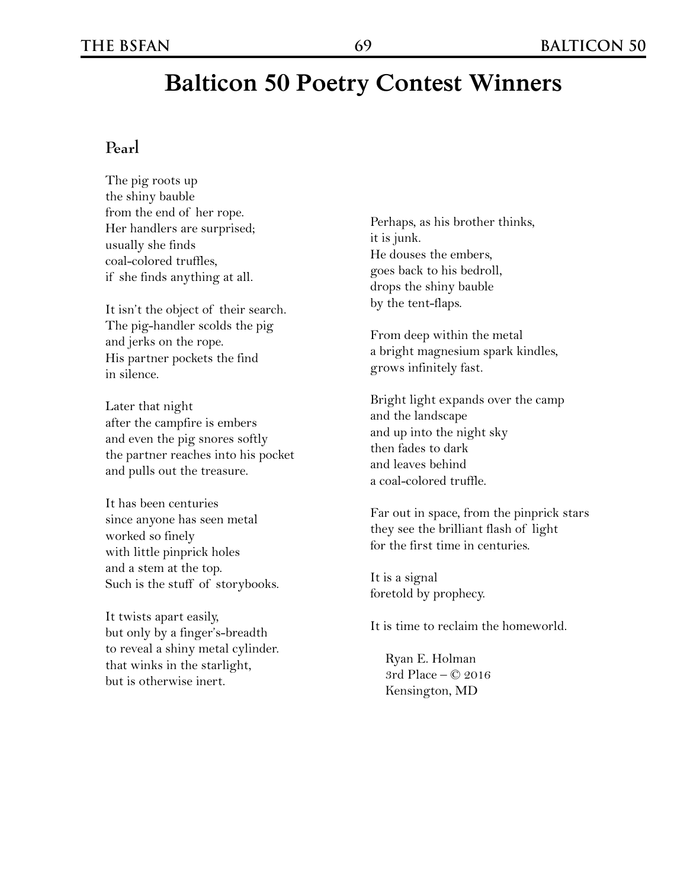# Balticon 50 Poetry Contest Winners

## Pearl

The pig roots up
the shiny bauble
from the end of her rope.
Her handlers are surprised;
usually she finds
coal-colored truffles,
if she finds anything at all.

It isn't the object of their search.
The pig-handler scolds the pig
and jerks on the rope.
His partner pockets the find
in silence.

Later that night
after the campfire is embers
and even the pig snores softly
the partner reaches into his pocket
and pulls out the treasure.

It has been centuries
since anyone has seen metal
worked so finely
with little pinprick holes
and a stem at the top.
Such is the stuff of storybooks.

It twists apart easily,
but only by a finger's-breadth
to reveal a shiny metal cylinder.
that winks in the starlight,
but is otherwise inert.

Perhaps, as his brother thinks,
it is junk.
He douses the embers,
goes back to his bedroll,
drops the shiny bauble
by the tent-flaps.

From deep within the metal
a bright magnesium spark kindles,
grows infinitely fast.

Bright light expands over the camp
and the landscape
and up into the night sky
then fades to dark
and leaves behind
a coal-colored truffle.

Far out in space, from the pinprick stars
they see the brilliant flash of light
for the first time in centuries.

It is a signal
foretold by prophecy.

It is time to reclaim the homeworld.

Ryan E. Holman
3rd Place – © 2016
Kensington, MD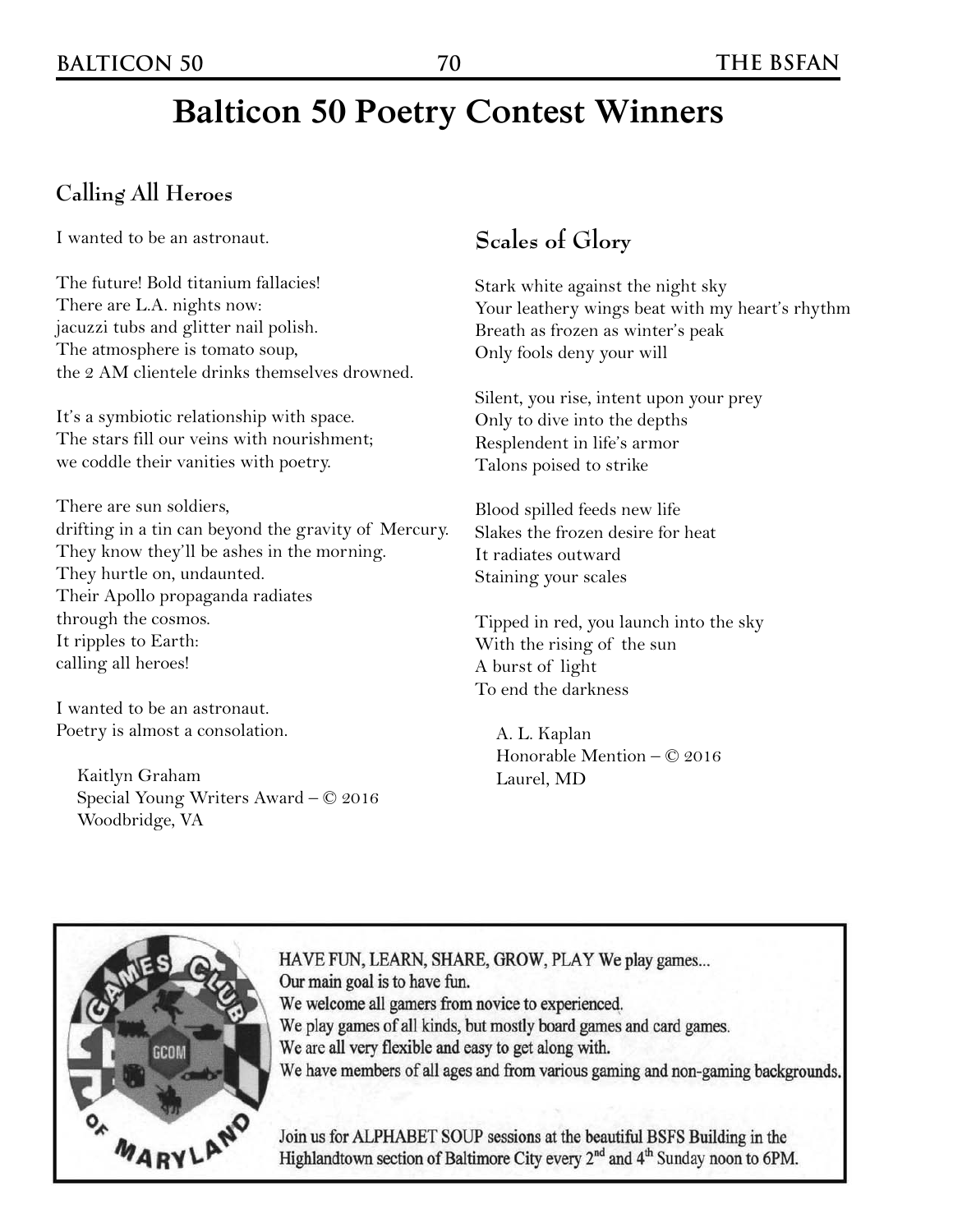# Balticon 50 Poetry Contest Winners

## Calling All Heroes

I wanted to be an astronaut.

The future! Bold titanium fallacies!
There are L.A. nights now:
jacuzzi tubs and glitter nail polish.
The atmosphere is tomato soup,
the 2 AM clientele drinks themselves drowned.

It's a symbiotic relationship with space.
The stars fill our veins with nourishment;
we coddle their vanities with poetry.

There are sun soldiers,
drifting in a tin can beyond the gravity of Mercury.
They know they'll be ashes in the morning.
They hurtle on, undaunted.
Their Apollo propaganda radiates
through the cosmos.
It ripples to Earth:
calling all heroes!

I wanted to be an astronaut.
Poetry is almost a consolation.

Kaitlyn Graham
Special Young Writers Award – © 2016
Woodbridge, VA

## Scales of Glory

Stark white against the night sky
Your leathery wings beat with my heart's rhythm
Breath as frozen as winter's peak
Only fools deny your will

Silent, you rise, intent upon your prey
Only to dive into the depths
Resplendent in life's armor
Talons poised to strike

Blood spilled feeds new life
Slakes the frozen desire for heat
It radiates outward
Staining your scales

Tipped in red, you launch into the sky
With the rising of the sun
A burst of light
To end the darkness

A. L. Kaplan
Honorable Mention – © 2016
Laurel, MD

---

GAMES CLUB OF MARYLAND — GCOM

HAVE FUN, LEARN, SHARE, GROW, PLAY We play games...
Our main goal is to have fun.
We welcome all gamers from novice to experienced.
We play games of all kinds, but mostly board games and card games.
We are all very flexible and easy to get along with.
We have members of all ages and from various gaming and non-gaming backgrounds.

Join us for ALPHABET SOUP sessions at the beautiful BSFS Building in the Highlandtown section of Baltimore City every 2nd and 4th Sunday noon to 6PM.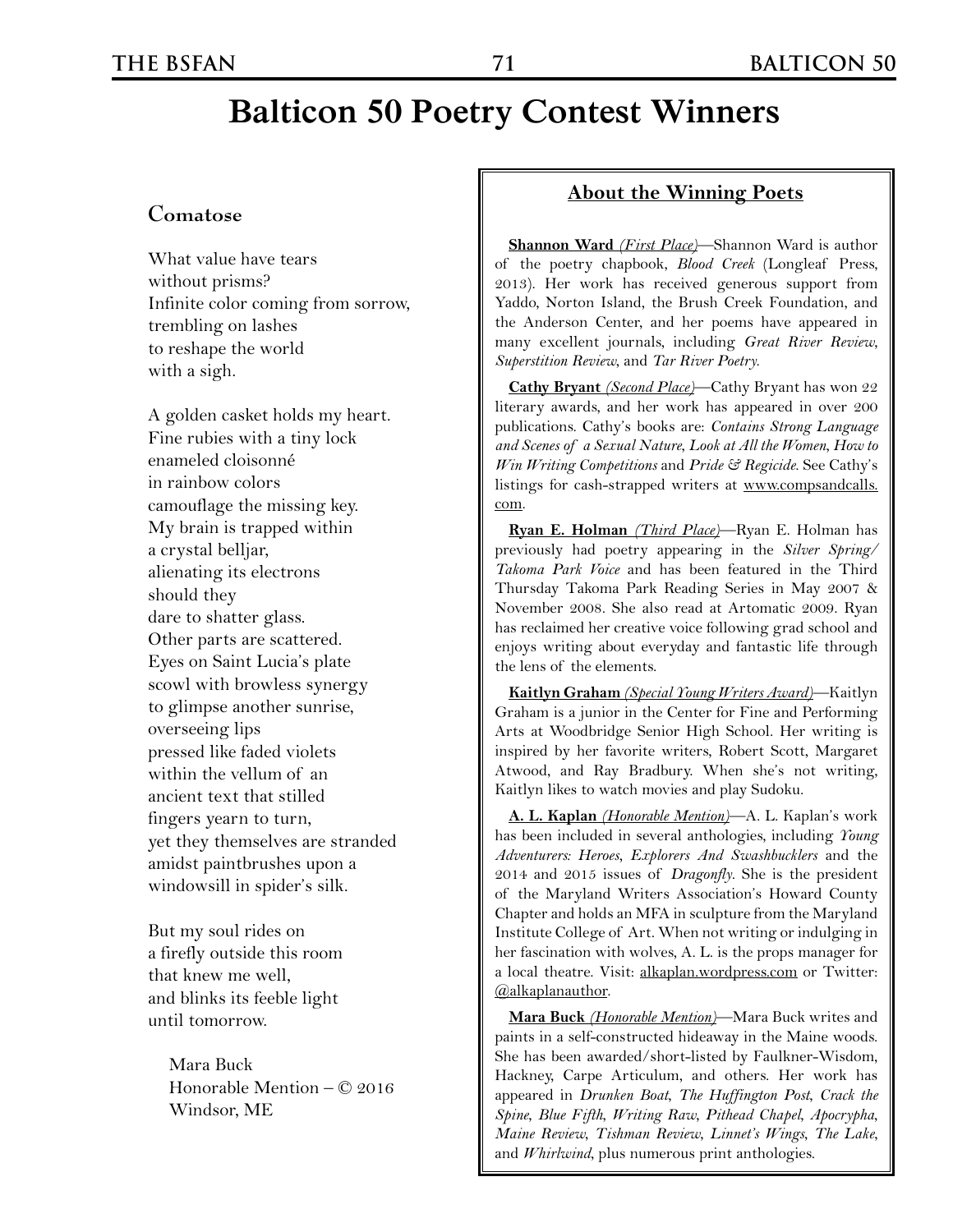# Balticon 50 Poetry Contest Winners

## Comatose

What value have tears  
without prisms?  
Infinite color coming from sorrow,  
trembling on lashes  
to reshape the world  
with a sigh.

A golden casket holds my heart.  
Fine rubies with a tiny lock  
enameled cloisonné  
in rainbow colors  
camouflage the missing key.  
My brain is trapped within  
a crystal belljar,  
alienating its electrons  
should they  
dare to shatter glass.  
Other parts are scattered.  
Eyes on Saint Lucia's plate  
scowl with browless synergy  
to glimpse another sunrise,  
overseeing lips  
pressed like faded violets  
within the vellum of an  
ancient text that stilled  
fingers yearn to turn,  
yet they themselves are stranded  
amidst paintbrushes upon a  
windowsill in spider's silk.

But my soul rides on  
a firefly outside this room  
that knew me well,  
and blinks its feeble light  
until tomorrow.

Mara Buck  
Honorable Mention – © 2016  
Windsor, ME

### About the Winning Poets

**Shannon Ward** *(First Place)*—Shannon Ward is author of the poetry chapbook, *Blood Creek* (Longleaf Press, 2013). Her work has received generous support from Yaddo, Norton Island, the Brush Creek Foundation, and the Anderson Center, and her poems have appeared in many excellent journals, including *Great River Review*, *Superstition Review*, and *Tar River Poetry*.

**Cathy Bryant** *(Second Place)*—Cathy Bryant has won 22 literary awards, and her work has appeared in over 200 publications. Cathy's books are: *Contains Strong Language and Scenes of a Sexual Nature*, *Look at All the Women*, *How to Win Writing Competitions* and *Pride & Regicide*. See Cathy's listings for cash-strapped writers at www.compsandcalls.com.

**Ryan E. Holman** *(Third Place)*—Ryan E. Holman has previously had poetry appearing in the *Silver Spring/ Takoma Park Voice* and has been featured in the Third Thursday Takoma Park Reading Series in May 2007 & November 2008. She also read at Artomatic 2009. Ryan has reclaimed her creative voice following grad school and enjoys writing about everyday and fantastic life through the lens of the elements.

**Kaitlyn Graham** *(Special Young Writers Award)*—Kaitlyn Graham is a junior in the Center for Fine and Performing Arts at Woodbridge Senior High School. Her writing is inspired by her favorite writers, Robert Scott, Margaret Atwood, and Ray Bradbury. When she's not writing, Kaitlyn likes to watch movies and play Sudoku.

**A. L. Kaplan** *(Honorable Mention)*—A. L. Kaplan's work has been included in several anthologies, including *Young Adventurers: Heroes, Explorers And Swashbucklers* and the 2014 and 2015 issues of *Dragonfly*. She is the president of the Maryland Writers Association's Howard County Chapter and holds an MFA in sculpture from the Maryland Institute College of Art. When not writing or indulging in her fascination with wolves, A. L. is the props manager for a local theatre. Visit: alkaplan.wordpress.com or Twitter: @alkaplanauthor.

**Mara Buck** *(Honorable Mention)*—Mara Buck writes and paints in a self-constructed hideaway in the Maine woods. She has been awarded/short-listed by Faulkner-Wisdom, Hackney, Carpe Articulum, and others. Her work has appeared in *Drunken Boat*, *The Huffington Post*, *Crack the Spine*, *Blue Fifth*, *Writing Raw*, *Pithead Chapel*, *Apocrypha*, *Maine Review*, *Tishman Review*, *Linnet's Wings*, *The Lake*, and *Whirlwind*, plus numerous print anthologies.